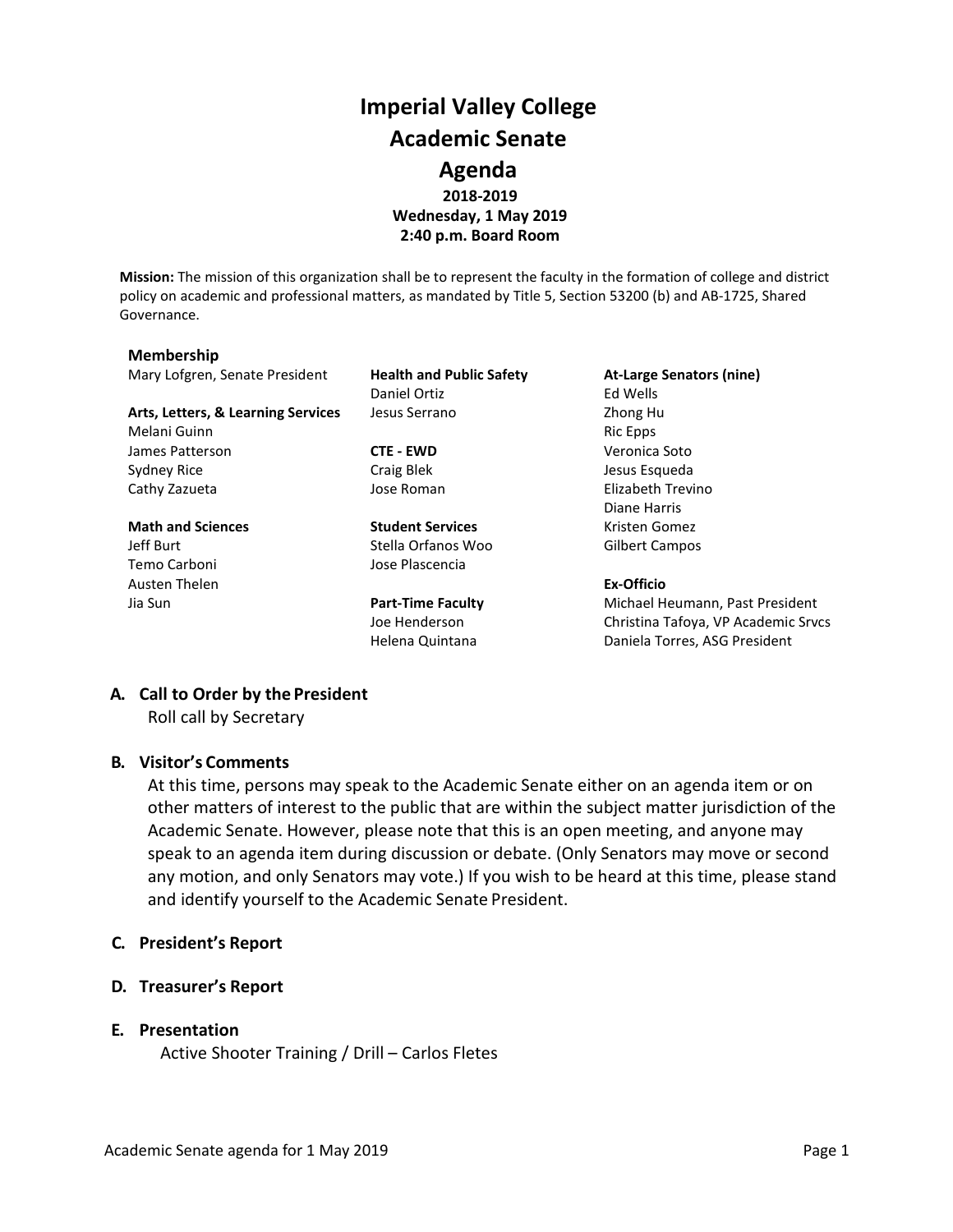# Imperial Valley College
# Academic Senate
# Agenda

**2018-2019**
**Wednesday, 1 May 2019**
**2:40 p.m. Board Room**

**Mission:** The mission of this organization shall be to represent the faculty in the formation of college and district policy on academic and professional matters, as mandated by Title 5, Section 53200 (b) and AB-1725, Shared Governance.

**Membership**

Mary Lofgren, Senate President

**Arts, Letters, & Learning Services**
Melani Guinn
James Patterson
Sydney Rice
Cathy Zazueta

**Math and Sciences**
Jeff Burt
Temo Carboni
Austen Thelen
Jia Sun

**Health and Public Safety**
Daniel Ortiz
Jesus Serrano

**CTE - EWD**
Craig Blek
Jose Roman

**Student Services**
Stella Orfanos Woo
Jose Plascencia

**Part-Time Faculty**
Joe Henderson
Helena Quintana

**At-Large Senators (nine)**
Ed Wells
Zhong Hu
Ric Epps
Veronica Soto
Jesus Esqueda
Elizabeth Trevino
Diane Harris
Kristen Gomez
Gilbert Campos

**Ex-Officio**
Michael Heumann, Past President
Christina Tafoya, VP Academic Srvcs
Daniela Torres, ASG President

## A. Call to Order by the President

Roll call by Secretary

## B. Visitor's Comments

At this time, persons may speak to the Academic Senate either on an agenda item or on other matters of interest to the public that are within the subject matter jurisdiction of the Academic Senate. However, please note that this is an open meeting, and anyone may speak to an agenda item during discussion or debate. (Only Senators may move or second any motion, and only Senators may vote.) If you wish to be heard at this time, please stand and identify yourself to the Academic Senate President.

## C. President's Report

## D. Treasurer's Report

## E. Presentation

Active Shooter Training / Drill – Carlos Fletes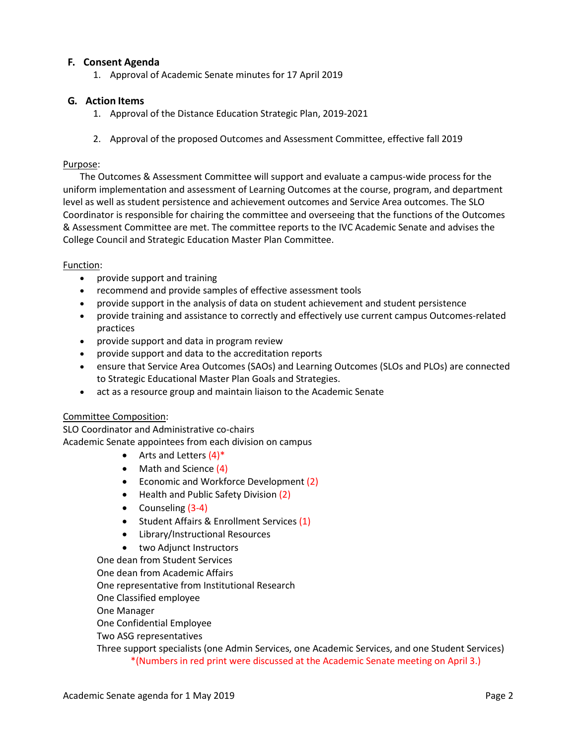## F. Consent Agenda

1. Approval of Academic Senate minutes for 17 April 2019

## G. Action Items

1. Approval of the Distance Education Strategic Plan, 2019-2021

2. Approval of the proposed Outcomes and Assessment Committee, effective fall 2019

Purpose:

The Outcomes & Assessment Committee will support and evaluate a campus-wide process for the uniform implementation and assessment of Learning Outcomes at the course, program, and department level as well as student persistence and achievement outcomes and Service Area outcomes. The SLO Coordinator is responsible for chairing the committee and overseeing that the functions of the Outcomes & Assessment Committee are met. The committee reports to the IVC Academic Senate and advises the College Council and Strategic Education Master Plan Committee.

Function:

- provide support and training
- recommend and provide samples of effective assessment tools
- provide support in the analysis of data on student achievement and student persistence
- provide training and assistance to correctly and effectively use current campus Outcomes-related practices
- provide support and data in program review
- provide support and data to the accreditation reports
- ensure that Service Area Outcomes (SAOs) and Learning Outcomes (SLOs and PLOs) are connected to Strategic Educational Master Plan Goals and Strategies.
- act as a resource group and maintain liaison to the Academic Senate

Committee Composition:

SLO Coordinator and Administrative co-chairs
Academic Senate appointees from each division on campus

- Arts and Letters (4)*
- Math and Science (4)
- Economic and Workforce Development (2)
- Health and Public Safety Division (2)
- Counseling (3-4)
- Student Affairs & Enrollment Services (1)
- Library/Instructional Resources
- two Adjunct Instructors

One dean from Student Services
One dean from Academic Affairs
One representative from Institutional Research
One Classified employee
One Manager
One Confidential Employee
Two ASG representatives
Three support specialists (one Admin Services, one Academic Services, and one Student Services)

*(Numbers in red print were discussed at the Academic Senate meeting on April 3.)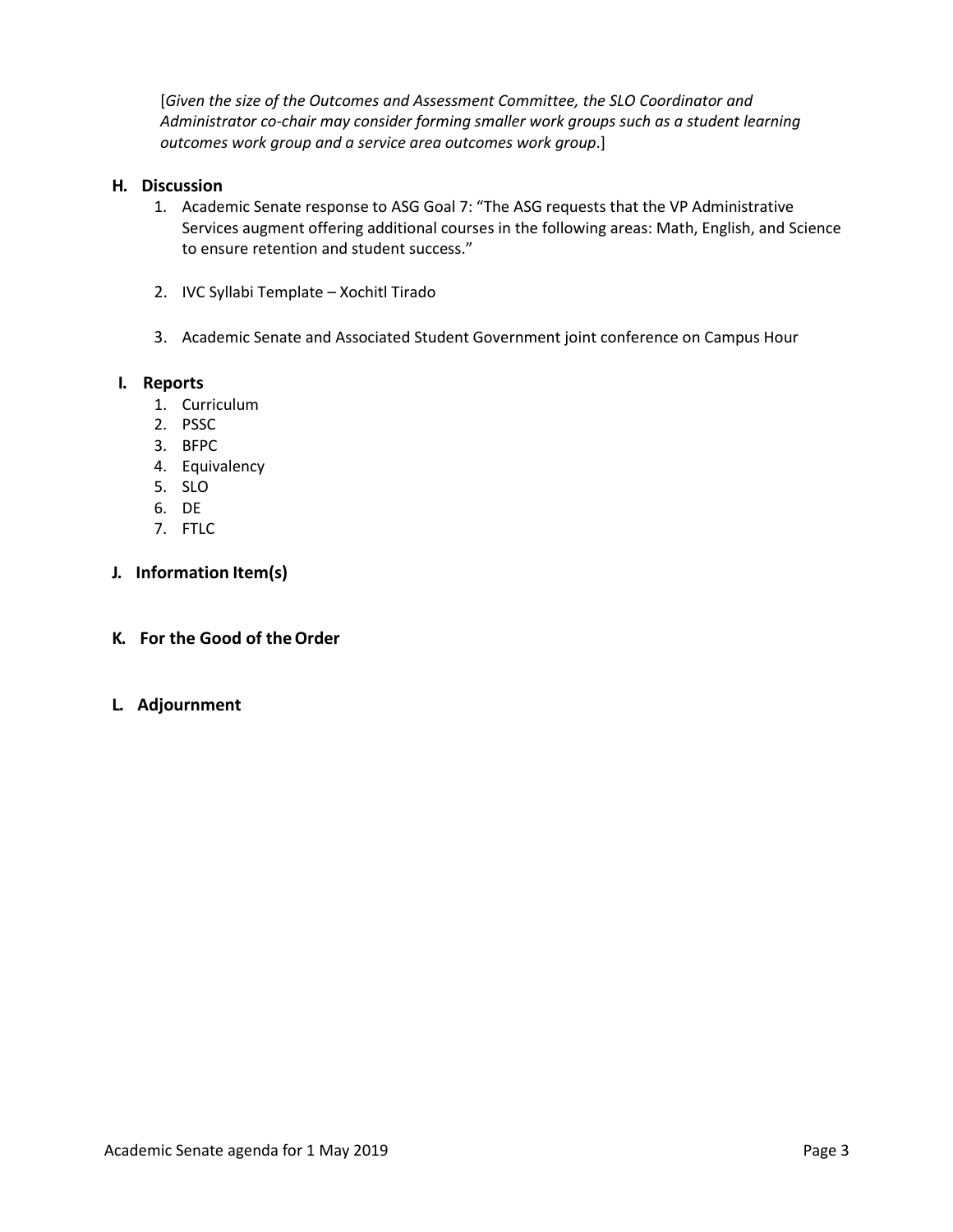[*Given the size of the Outcomes and Assessment Committee, the SLO Coordinator and Administrator co-chair may consider forming smaller work groups such as a student learning outcomes work group and a service area outcomes work group*.]

## H. Discussion

1. Academic Senate response to ASG Goal 7: "The ASG requests that the VP Administrative Services augment offering additional courses in the following areas: Math, English, and Science to ensure retention and student success."

2. IVC Syllabi Template – Xochitl Tirado

3. Academic Senate and Associated Student Government joint conference on Campus Hour

## I. Reports

1. Curriculum
2. PSSC
3. BFPC
4. Equivalency
5. SLO
6. DE
7. FTLC

## J. Information Item(s)

## K. For the Good of the Order

## L. Adjournment